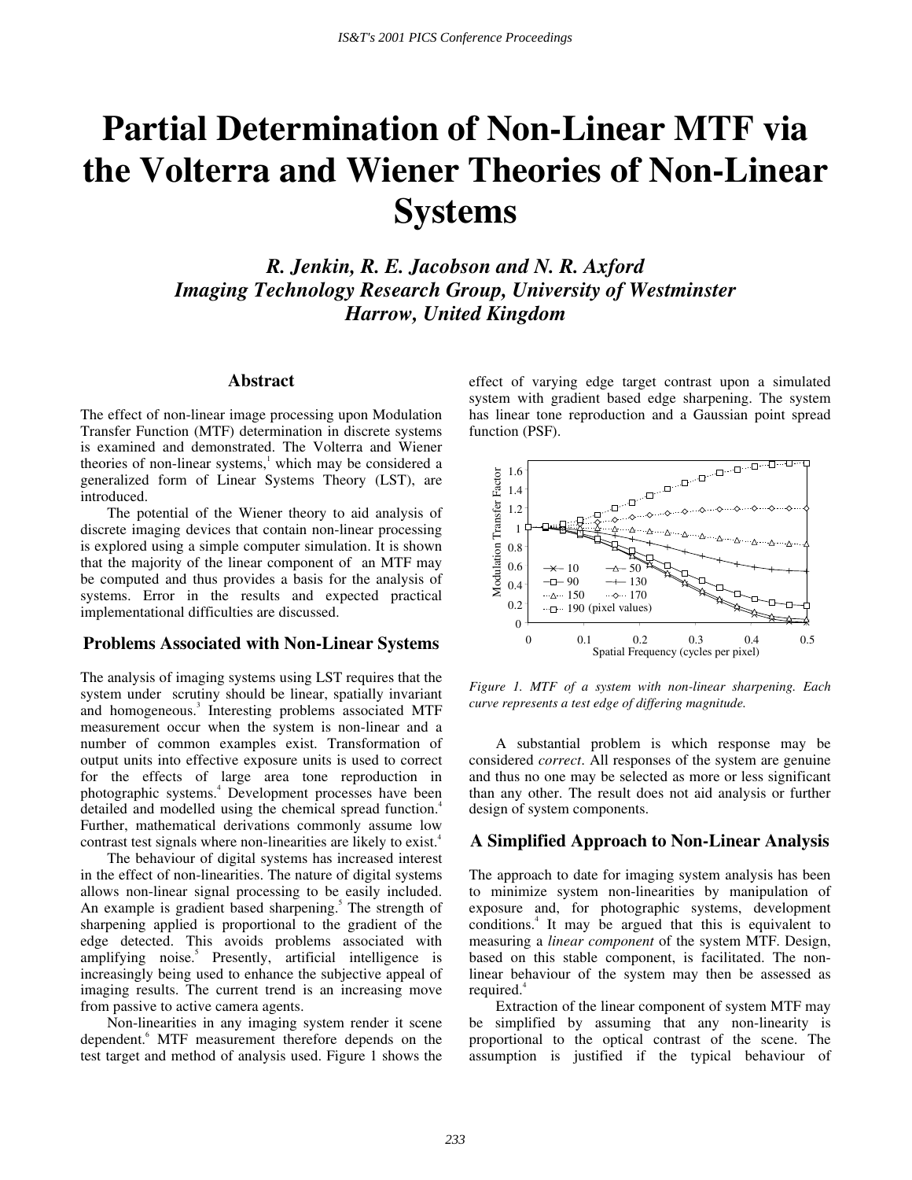# Partial Determination of Non-Linear MTF via the Volterra and Wiener Theories of Non-Linear Systems

***R. Jenkin, R. E. Jacobson and N. R. Axford***
***Imaging Technology Research Group, University of Westminster***
***Harrow, United Kingdom***

## Abstract

The effect of non-linear image processing upon Modulation Transfer Function (MTF) determination in discrete systems is examined and demonstrated. The Volterra and Wiener theories of non-linear systems,[1] which may be considered a generalized form of Linear Systems Theory (LST), are introduced.

The potential of the Wiener theory to aid analysis of discrete imaging devices that contain non-linear processing is explored using a simple computer simulation. It is shown that the majority of the linear component of an MTF may be computed and thus provides a basis for the analysis of systems. Error in the results and expected practical implementational difficulties are discussed.

## Problems Associated with Non-Linear Systems

The analysis of imaging systems using LST requires that the system under scrutiny should be linear, spatially invariant and homogeneous.[3] Interesting problems associated MTF measurement occur when the system is non-linear and a number of common examples exist. Transformation of output units into effective exposure units is used to correct for the effects of large area tone reproduction in photographic systems.[4] Development processes have been detailed and modelled using the chemical spread function.[4] Further, mathematical derivations commonly assume low contrast test signals where non-linearities are likely to exist.[4]

The behaviour of digital systems has increased interest in the effect of non-linearities. The nature of digital systems allows non-linear signal processing to be easily included. An example is gradient based sharpening.[5] The strength of sharpening applied is proportional to the gradient of the edge detected. This avoids problems associated with amplifying noise.[5] Presently, artificial intelligence is increasingly being used to enhance the subjective appeal of imaging results. The current trend is an increasing move from passive to active camera agents.

Non-linearities in any imaging system render it scene dependent.[6] MTF measurement therefore depends on the test target and method of analysis used. Figure 1 shows the effect of varying edge target contrast upon a simulated system with gradient based edge sharpening. The system has linear tone reproduction and a Gaussian point spread function (PSF).

*Figure 1. MTF of a system with non-linear sharpening. Each curve represents a test edge of differing magnitude.*

A substantial problem is which response may be considered *correct*. All responses of the system are genuine and thus no one may be selected as more or less significant than any other. The result does not aid analysis or further design of system components.

## A Simplified Approach to Non-Linear Analysis

The approach to date for imaging system analysis has been to minimize system non-linearities by manipulation of exposure and, for photographic systems, development conditions.[4] It may be argued that this is equivalent to measuring a *linear component* of the system MTF. Design, based on this stable component, is facilitated. The non-linear behaviour of the system may then be assessed as required.[4]

Extraction of the linear component of system MTF may be simplified by assuming that any non-linearity is proportional to the optical contrast of the scene. The assumption is justified if the typical behaviour of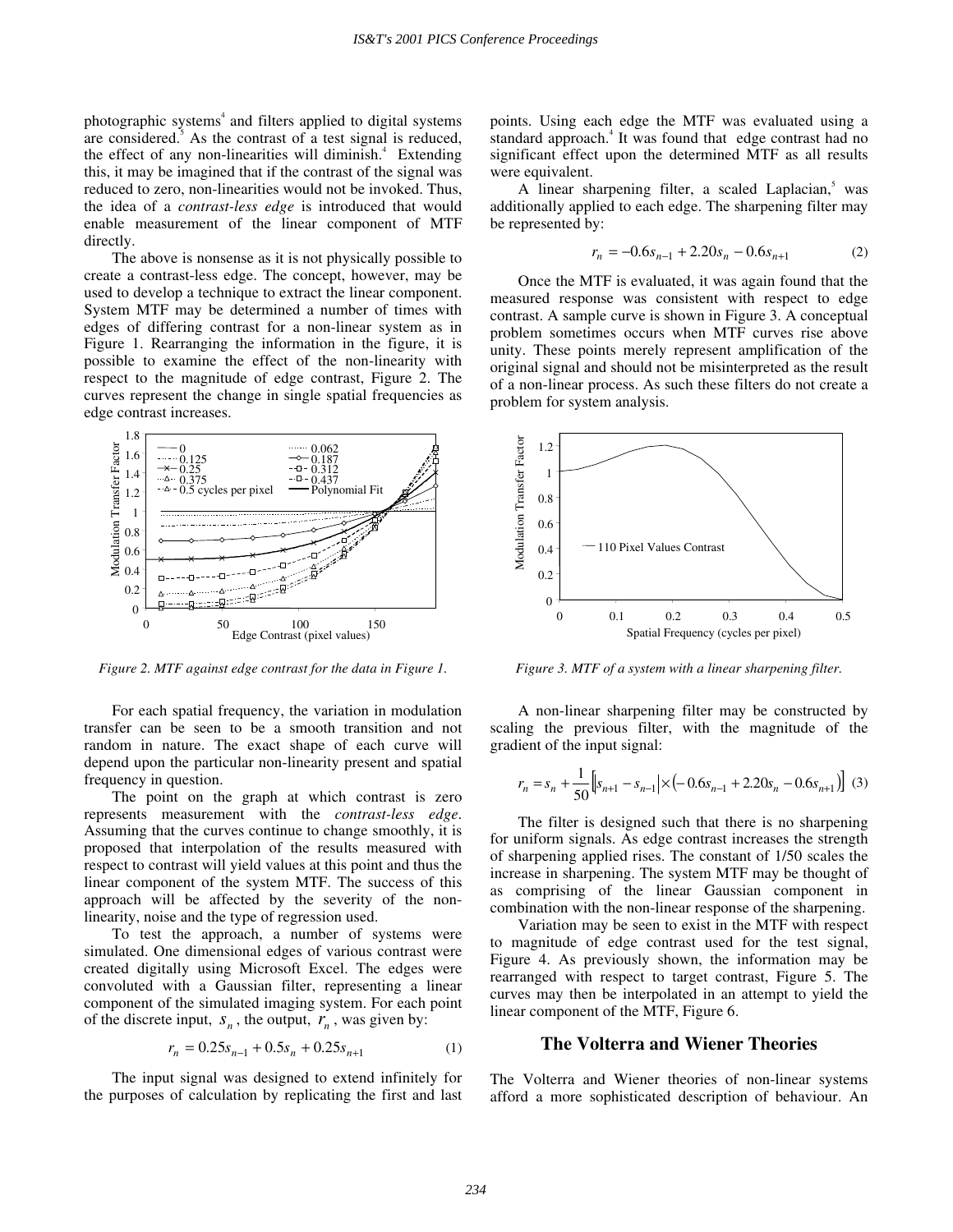photographic systems[4] and filters applied to digital systems are considered.[5] As the contrast of a test signal is reduced, the effect of any non-linearities will diminish.[4] Extending this, it may be imagined that if the contrast of the signal was reduced to zero, non-linearities would not be invoked. Thus, the idea of a *contrast-less edge* is introduced that would enable measurement of the linear component of MTF directly.

The above is nonsense as it is not physically possible to create a contrast-less edge. The concept, however, may be used to develop a technique to extract the linear component. System MTF may be determined a number of times with edges of differing contrast for a non-linear system as in Figure 1. Rearranging the information in the figure, it is possible to examine the effect of the non-linearity with respect to the magnitude of edge contrast, Figure 2. The curves represent the change in single spatial frequencies as edge contrast increases.

*Figure 2. MTF against edge contrast for the data in Figure 1.*

For each spatial frequency, the variation in modulation transfer can be seen to be a smooth transition and not random in nature. The exact shape of each curve will depend upon the particular non-linearity present and spatial frequency in question.

The point on the graph at which contrast is zero represents measurement with the *contrast-less edge*. Assuming that the curves continue to change smoothly, it is proposed that interpolation of the results measured with respect to contrast will yield values at this point and thus the linear component of the system MTF. The success of this approach will be affected by the severity of the non-linearity, noise and the type of regression used.

To test the approach, a number of systems were simulated. One dimensional edges of various contrast were created digitally using Microsoft Excel. The edges were convoluted with a Gaussian filter, representing a linear component of the simulated imaging system. For each point of the discrete input, $s_n$, the output, $r_n$, was given by:

$$r_n = 0.25s_{n-1} + 0.5s_n + 0.25s_{n+1} \tag{1}$$

The input signal was designed to extend infinitely for the purposes of calculation by replicating the first and last points. Using each edge the MTF was evaluated using a standard approach.[4] It was found that edge contrast had no significant effect upon the determined MTF as all results were equivalent.

A linear sharpening filter, a scaled Laplacian,[5] was additionally applied to each edge. The sharpening filter may be represented by:

$$r_n = -0.6s_{n-1} + 2.20s_n - 0.6s_{n+1} \tag{2}$$

Once the MTF is evaluated, it was again found that the measured response was consistent with respect to edge contrast. A sample curve is shown in Figure 3. A conceptual problem sometimes occurs when MTF curves rise above unity. These points merely represent amplification of the original signal and should not be misinterpreted as the result of a non-linear process. As such these filters do not create a problem for system analysis.

*Figure 3. MTF of a system with a linear sharpening filter.*

A non-linear sharpening filter may be constructed by scaling the previous filter, with the magnitude of the gradient of the input signal:

$$r_n = s_n + \frac{1}{50}\left[\left|s_{n+1} - s_{n-1}\right| \times \left(-0.6s_{n-1} + 2.20s_n - 0.6s_{n+1}\right)\right] \tag{3}$$

The filter is designed such that there is no sharpening for uniform signals. As edge contrast increases the strength of sharpening applied rises. The constant of 1/50 scales the increase in sharpening. The system MTF may be thought of as comprising of the linear Gaussian component in combination with the non-linear response of the sharpening.

Variation may be seen to exist in the MTF with respect to magnitude of edge contrast used for the test signal, Figure 4. As previously shown, the information may be rearranged with respect to target contrast, Figure 5. The curves may then be interpolated in an attempt to yield the linear component of the MTF, Figure 6.

## The Volterra and Wiener Theories

The Volterra and Wiener theories of non-linear systems afford a more sophisticated description of behaviour. An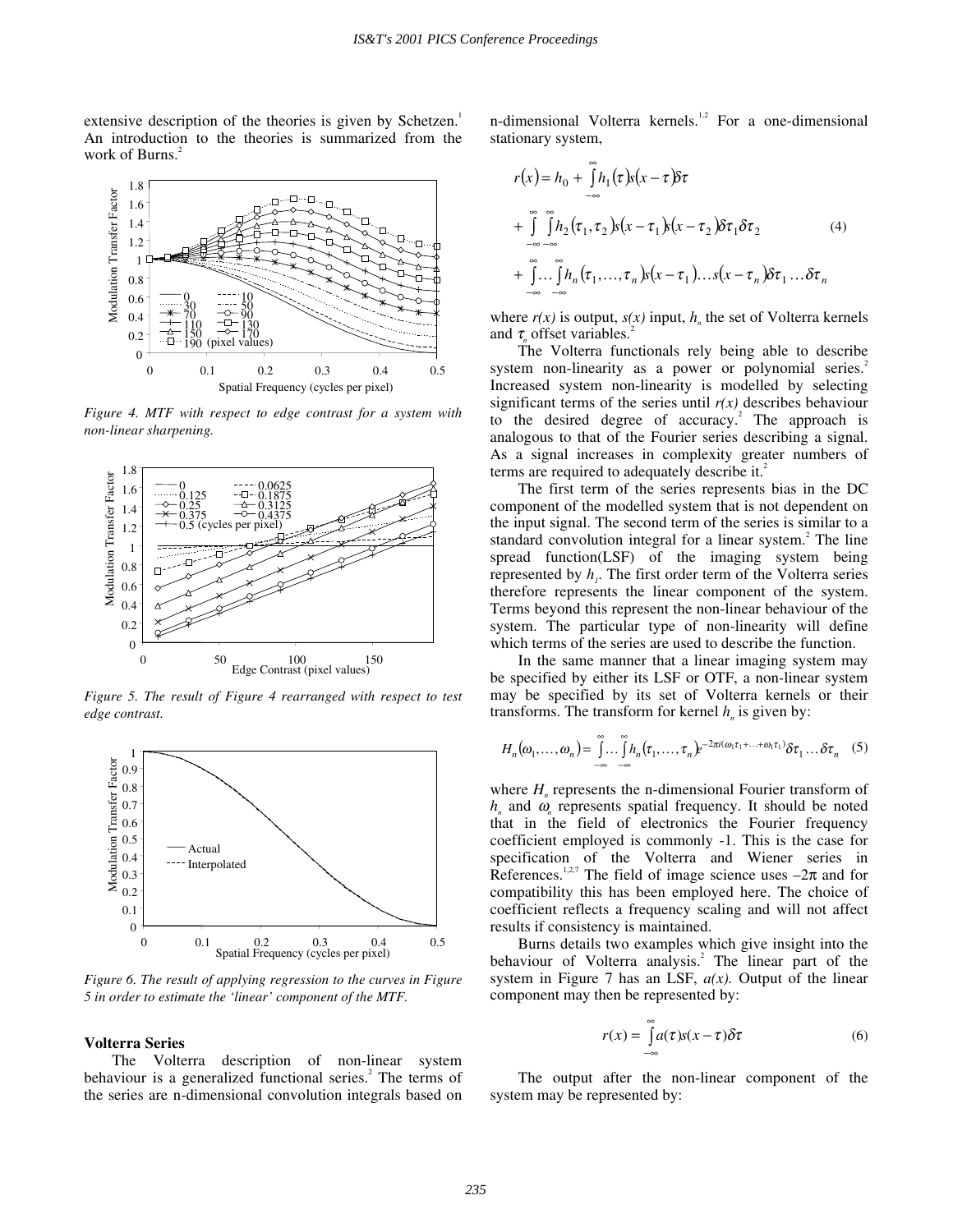extensive description of the theories is given by Schetzen.[1] An introduction to the theories is summarized from the work of Burns.[2]

Figure 4. MTF with respect to edge contrast for a system with non-linear sharpening.

Figure 5. The result of Figure 4 rearranged with respect to test edge contrast.

Figure 6. The result of applying regression to the curves in Figure 5 in order to estimate the 'linear' component of the MTF.

**Volterra Series**

The Volterra description of non-linear system behaviour is a generalized functional series.[2] The terms of the series are n-dimensional convolution integrals based on n-dimensional Volterra kernels.[1,2] For a one-dimensional stationary system,

$$
\begin{aligned}
r(x) &= h_0 + \int_{-\infty}^{\infty} h_1(\tau) s(x-\tau) \delta\tau \\
&+ \int_{-\infty}^{\infty}\int_{-\infty}^{\infty} h_2(\tau_1,\tau_2) s(x-\tau_1) s(x-\tau_2) \delta\tau_1 \delta\tau_2 \\
&+ \int_{-\infty}^{\infty} \ldots \int_{-\infty}^{\infty} h_n(\tau_1,\ldots,\tau_n) s(x-\tau_1)\ldots s(x-\tau_n) \delta\tau_1 \ldots \delta\tau_n
\end{aligned}
\tag{4}
$$

where $r(x)$ is output, $s(x)$ input, $h_n$ the set of Volterra kernels and $\tau_n$ offset variables.[2]

The Volterra functionals rely being able to describe system non-linearity as a power or polynomial series.[2] Increased system non-linearity is modelled by selecting significant terms of the series until $r(x)$ describes behaviour to the desired degree of accuracy.[2] The approach is analogous to that of the Fourier series describing a signal. As a signal increases in complexity greater numbers of terms are required to adequately describe it.[2]

The first term of the series represents bias in the DC component of the modelled system that is not dependent on the input signal. The second term of the series is similar to a standard convolution integral for a linear system.[2] The line spread function(LSF) of the imaging system being represented by $h_1$. The first order term of the Volterra series therefore represents the linear component of the system. Terms beyond this represent the non-linear behaviour of the system. The particular type of non-linearity will define which terms of the series are used to describe the function.

In the same manner that a linear imaging system may be specified by either its LSF or OTF, a non-linear system may be specified by its set of Volterra kernels or their transforms. The transform for kernel $h_n$ is given by:

$$
H_n(\omega_1,\ldots,\omega_n) = \int_{-\infty}^{\infty} \ldots \int_{-\infty}^{\infty} h_n(\tau_1,\ldots,\tau_n) e^{-2\pi i(\omega_1\tau_1+\ldots+\omega_1\tau_1)} \delta\tau_1 \ldots \delta\tau_n \tag{5}
$$

where $H_n$ represents the n-dimensional Fourier transform of $h_n$ and $\omega_n$ represents spatial frequency. It should be noted that in the field of electronics the Fourier frequency coefficient employed is commonly -1. This is the case for specification of the Volterra and Wiener series in References.[1,2,7] The field of image science uses $-2\pi$ and for compatibility this has been employed here. The choice of coefficient reflects a frequency scaling and will not affect results if consistency is maintained.

Burns details two examples which give insight into the behaviour of Volterra analysis.[2] The linear part of the system in Figure 7 has an LSF, $a(x)$. Output of the linear component may then be represented by:

$$
r(x) = \int_{-\infty}^{\infty} a(\tau) s(x-\tau) \delta\tau \tag{6}
$$

The output after the non-linear component of the system may be represented by: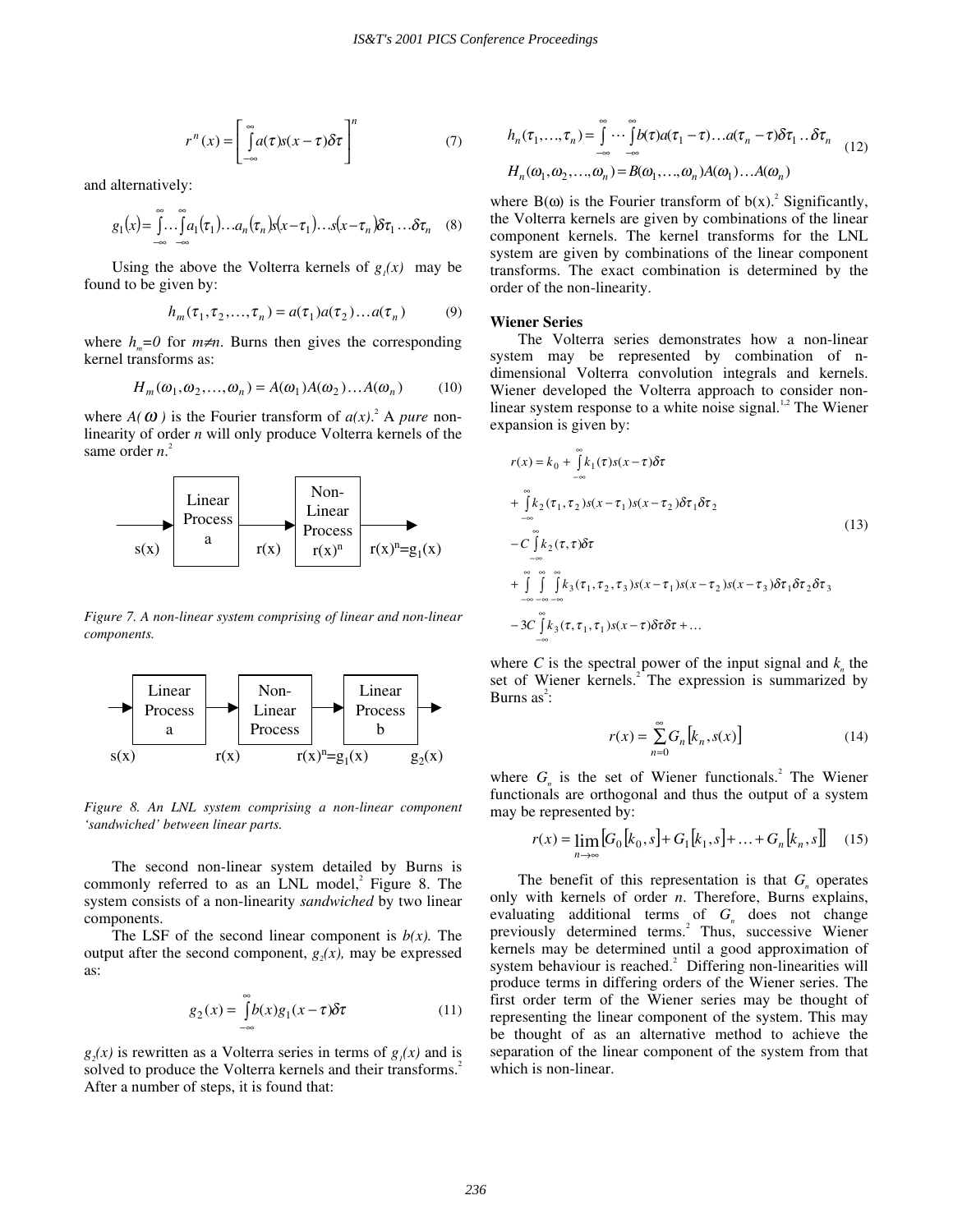$$r^n(x) = \left[ \int_{-\infty}^{\infty} a(\tau) s(x-\tau) \delta\tau \right]^n \quad (7)$$

and alternatively:

$$g_1(x) = \int_{-\infty}^{\infty} \ldots \int_{-\infty}^{\infty} a_1(\tau_1) \ldots a_n(\tau_n) s(x-\tau_1) \ldots s(x-\tau_n) \delta\tau_1 \ldots \delta\tau_n \quad (8)$$

Using the above the Volterra kernels of $g_1(x)$ may be found to be given by:

$$h_m(\tau_1, \tau_2, \ldots, \tau_n) = a(\tau_1) a(\tau_2) \ldots a(\tau_n) \quad (9)$$

where $h_m = 0$ for $m \neq n$. Burns then gives the corresponding kernel transforms as:

$$H_m(\omega_1, \omega_2, \ldots, \omega_n) = A(\omega_1) A(\omega_2) \ldots A(\omega_n) \quad (10)$$

where $A(\omega)$ is the Fourier transform of $a(x)$.[2] A *pure* non-linearity of order *n* will only produce Volterra kernels of the same order *n*.[2]

Linear Process a → Non-Linear Process $r(x)^n$ ; s(x), r(x), $r(x)^n = g_1(x)$

*Figure 7. A non-linear system comprising of linear and non-linear components.*

Linear Process a → Non-Linear Process → Linear Process b ; s(x), r(x), $r(x)^n = g_1(x)$, $g_2(x)$

*Figure 8. An LNL system comprising a non-linear component 'sandwiched' between linear parts.*

The second non-linear system detailed by Burns is commonly referred to as an LNL model,[2] Figure 8. The system consists of a non-linearity *sandwiched* by two linear components.

The LSF of the second linear component is $b(x)$. The output after the second component, $g_2(x)$, may be expressed as:

$$g_2(x) = \int_{-\infty}^{\infty} b(x) g_1(x-\tau) \delta\tau \quad (11)$$

$g_2(x)$ is rewritten as a Volterra series in terms of $g_1(x)$ and is solved to produce the Volterra kernels and their transforms.[2] After a number of steps, it is found that:

$$\begin{aligned} h_n(\tau_1, \ldots, \tau_n) &= \int_{-\infty}^{\infty} \cdots \int_{-\infty}^{\infty} b(\tau) a(\tau_1 - \tau) \ldots a(\tau_n - \tau) \delta\tau_1 \ldots \delta\tau_n \\ H_n(\omega_1, \omega_2, \ldots, \omega_n) &= B(\omega_1, \ldots, \omega_n) A(\omega_1) \ldots A(\omega_n) \end{aligned} \quad (12)$$

where $B(\omega)$ is the Fourier transform of $b(x)$.[2] Significantly, the Volterra kernels are given by combinations of the linear component kernels. The kernel transforms for the LNL system are given by combinations of the linear component transforms. The exact combination is determined by the order of the non-linearity.

**Wiener Series**

The Volterra series demonstrates how a non-linear system may be represented by combination of n-dimensional Volterra convolution integrals and kernels. Wiener developed the Volterra approach to consider non-linear system response to a white noise signal.[1,2] The Wiener expansion is given by:

$$\begin{aligned} r(x) &= k_0 + \int_{-\infty}^{\infty} k_1(\tau) s(x-\tau) \delta\tau \\ &+ \int_{-\infty}^{\infty} k_2(\tau_1, \tau_2) s(x-\tau_1) s(x-\tau_2) \delta\tau_1 \delta\tau_2 \\ &- C \int_{-\infty}^{\infty} k_2(\tau, \tau) \delta\tau \\ &+ \int_{-\infty}^{\infty} \int_{-\infty}^{\infty} \int_{-\infty}^{\infty} k_3(\tau_1, \tau_2, \tau_3) s(x-\tau_1) s(x-\tau_2) s(x-\tau_3) \delta\tau_1 \delta\tau_2 \delta\tau_3 \\ &- 3C \int_{-\infty}^{\infty} k_3(\tau, \tau_1, \tau_1) s(x-\tau) \delta\tau \delta\tau + \ldots \end{aligned} \quad (13)$$

where $C$ is the spectral power of the input signal and $k_n$ the set of Wiener kernels.[2] The expression is summarized by Burns as[2]:

$$r(x) = \sum_{n=0}^{\infty} G_n [k_n, s(x)] \quad (14)$$

where $G_n$ is the set of Wiener functionals.[2] The Wiener functionals are orthogonal and thus the output of a system may be represented by:

$$r(x) = \lim_{n \to \infty} [G_0[k_0, s] + G_1[k_1, s] + \ldots + G_n[k_n, s]] \quad (15)$$

The benefit of this representation is that $G_n$ operates only with kernels of order *n*. Therefore, Burns explains, evaluating additional terms of $G_n$ does not change previously determined terms.[2] Thus, successive Wiener kernels may be determined until a good approximation of system behaviour is reached.[2] Differing non-linearities will produce terms in differing orders of the Wiener series. The first order term of the Wiener series may be thought of representing the linear component of the system. This may be thought of as an alternative method to achieve the separation of the linear component of the system from that which is non-linear.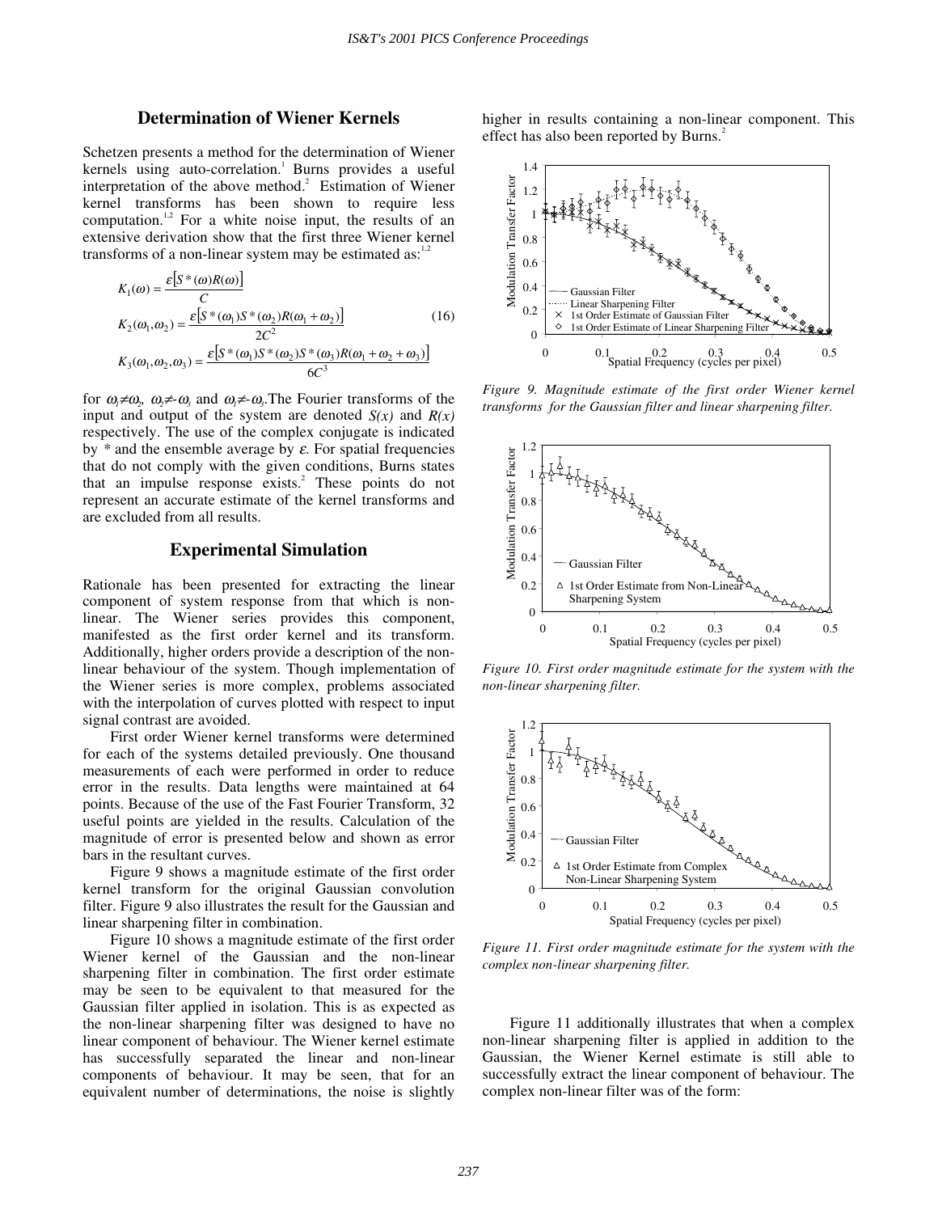## Determination of Wiener Kernels

Schetzen presents a method for the determination of Wiener kernels using auto-correlation.[1] Burns provides a useful interpretation of the above method.[2] Estimation of Wiener kernel transforms has been shown to require less computation.[1,2] For a white noise input, the results of an extensive derivation show that the first three Wiener kernel transforms of a non-linear system may be estimated as:[1,2]

$$
\begin{aligned}
K_1(\omega) &= \frac{\varepsilon\left[S^*(\omega)R(\omega)\right]}{C} \\
K_2(\omega_1,\omega_2) &= \frac{\varepsilon\left[S^*(\omega_1)S^*(\omega_2)R(\omega_1+\omega_2)\right]}{2C^2} \\
K_3(\omega_1,\omega_2,\omega_3) &= \frac{\varepsilon\left[S^*(\omega_1)S^*(\omega_2)S^*(\omega_3)R(\omega_1+\omega_2+\omega_3)\right]}{6C^3}
\end{aligned}
\quad (16)
$$

for $\omega_1 \neq \omega_2$, $\omega_2 \neq -\omega_3$ and $\omega_1 \neq -\omega_3$. The Fourier transforms of the input and output of the system are denoted $S(x)$ and $R(x)$ respectively. The use of the complex conjugate is indicated by * and the ensemble average by $\varepsilon$. For spatial frequencies that do not comply with the given conditions, Burns states that an impulse response exists.[2] These points do not represent an accurate estimate of the kernel transforms and are excluded from all results.

## Experimental Simulation

Rationale has been presented for extracting the linear component of system response from that which is non-linear. The Wiener series provides this component, manifested as the first order kernel and its transform. Additionally, higher orders provide a description of the non-linear behaviour of the system. Though implementation of the Wiener series is more complex, problems associated with the interpolation of curves plotted with respect to input signal contrast are avoided.

First order Wiener kernel transforms were determined for each of the systems detailed previously. One thousand measurements of each were performed in order to reduce error in the results. Data lengths were maintained at 64 points. Because of the use of the Fast Fourier Transform, 32 useful points are yielded in the results. Calculation of the magnitude of error is presented below and shown as error bars in the resultant curves.

Figure 9 shows a magnitude estimate of the first order kernel transform for the original Gaussian convolution filter. Figure 9 also illustrates the result for the Gaussian and linear sharpening filter in combination.

Figure 10 shows a magnitude estimate of the first order Wiener kernel of the Gaussian and the non-linear sharpening filter in combination. The first order estimate may be seen to be equivalent to that measured for the Gaussian filter applied in isolation. This is as expected as the non-linear sharpening filter was designed to have no linear component of behaviour. The Wiener kernel estimate has successfully separated the linear and non-linear components of behaviour. It may be seen, that for an equivalent number of determinations, the noise is slightly higher in results containing a non-linear component. This effect has also been reported by Burns.[2]

*Figure 9. Magnitude estimate of the first order Wiener kernel transforms for the Gaussian filter and linear sharpening filter.*

*Figure 10. First order magnitude estimate for the system with the non-linear sharpening filter.*

*Figure 11. First order magnitude estimate for the system with the complex non-linear sharpening filter.*

Figure 11 additionally illustrates that when a complex non-linear sharpening filter is applied in addition to the Gaussian, the Wiener Kernel estimate is still able to successfully extract the linear component of behaviour. The complex non-linear filter was of the form: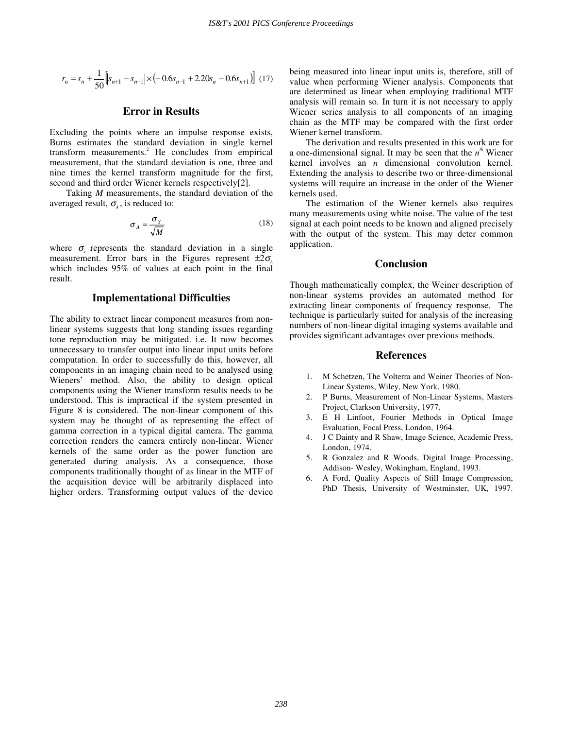$$r_n = s_n + \frac{1}{50}\left[\left|s_{n+1} - s_{n-1}\right| \times \left(-0.6s_{n-1} + 2.20s_n - 0.6s_{n+1}\right)\right] \quad (17)$$

## Error in Results

Excluding the points where an impulse response exists, Burns estimates the standard deviation in single kernel transform measurements.[2] He concludes from empirical measurement, that the standard deviation is one, three and nine times the kernel transform magnitude for the first, second and third order Wiener kernels respectively[2].

Taking *M* measurements, the standard deviation of the averaged result, $\sigma_A$, is reduced to:

$$\sigma_A = \frac{\sigma_S}{\sqrt{M}} \quad (18)$$

where $\sigma_s$ represents the standard deviation in a single measurement. Error bars in the Figures represent $\pm 2\sigma_A$ which includes 95% of values at each point in the final result.

## Implementational Difficulties

The ability to extract linear component measures from non-linear systems suggests that long standing issues regarding tone reproduction may be mitigated. i.e. It now becomes unnecessary to transfer output into linear input units before computation. In order to successfully do this, however, all components in an imaging chain need to be analysed using Wieners' method. Also, the ability to design optical components using the Wiener transform results needs to be understood. This is impractical if the system presented in Figure 8 is considered. The non-linear component of this system may be thought of as representing the effect of gamma correction in a typical digital camera. The gamma correction renders the camera entirely non-linear. Wiener kernels of the same order as the power function are generated during analysis. As a consequence, those components traditionally thought of as linear in the MTF of the acquisition device will be arbitrarily displaced into higher orders. Transforming output values of the device being measured into linear input units is, therefore, still of value when performing Wiener analysis. Components that are determined as linear when employing traditional MTF analysis will remain so. In turn it is not necessary to apply Wiener series analysis to all components of an imaging chain as the MTF may be compared with the first order Wiener kernel transform.

The derivation and results presented in this work are for a one-dimensional signal. It may be seen that the $n^{th}$ Wiener kernel involves an *n* dimensional convolution kernel. Extending the analysis to describe two or three-dimensional systems will require an increase in the order of the Wiener kernels used.

The estimation of the Wiener kernels also requires many measurements using white noise. The value of the test signal at each point needs to be known and aligned precisely with the output of the system. This may deter common application.

## Conclusion

Though mathematically complex, the Weiner description of non-linear systems provides an automated method for extracting linear components of frequency response. The technique is particularly suited for analysis of the increasing numbers of non-linear digital imaging systems available and provides significant advantages over previous methods.

## References

1. M Schetzen, The Volterra and Weiner Theories of Non-Linear Systems, Wiley, New York, 1980.
2. P Burns, Measurement of Non-Linear Systems, Masters Project, Clarkson University, 1977.
3. E H Linfoot, Fourier Methods in Optical Image Evaluation, Focal Press, London, 1964.
4. J C Dainty and R Shaw, Image Science, Academic Press, London, 1974.
5. R Gonzalez and R Woods, Digital Image Processing, Addison- Wesley, Wokingham, England, 1993.
6. A Ford, Quality Aspects of Still Image Compression, PhD Thesis, University of Westminster, UK, 1997.